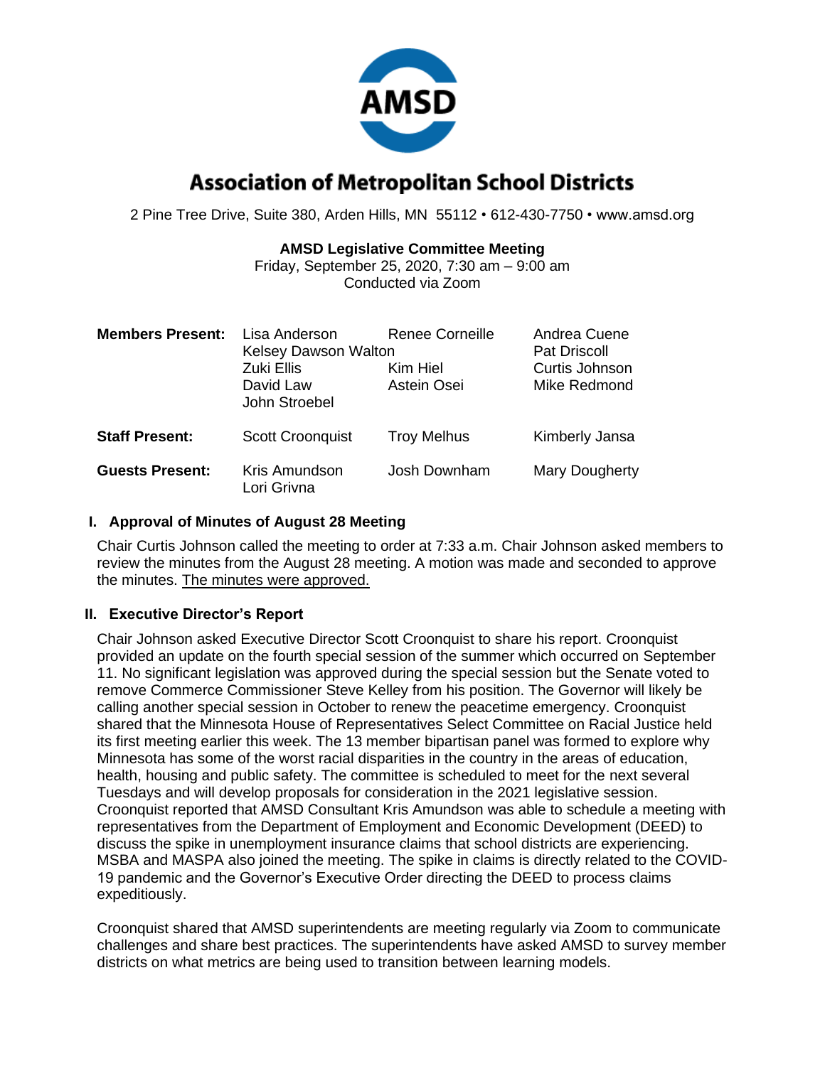# Association of Metropolitan School Districts

2 Pine Tree Drive, Suite 380, Arden Hills, MN 55112 • 612-430-7750 • www.amsd.org

**AMSD Legislative Committee Meeting**
Friday, September 25, 2020, 7:30 am – 9:00 am
Conducted via Zoom

| | | | |
|---|---|---|---|
| **Members Present:** | Lisa Anderson | Renee Corneille | Andrea Cuene |
| | Kelsey Dawson Walton | | Pat Driscoll |
| | Zuki Ellis | Kim Hiel | Curtis Johnson |
| | David Law | Astein Osei | Mike Redmond |
| | John Stroebel | | |
| **Staff Present:** | Scott Croonquist | Troy Melhus | Kimberly Jansa |
| **Guests Present:** | Kris Amundson | Josh Downham | Mary Dougherty |
| | Lori Grivna | | |

## I. Approval of Minutes of August 28 Meeting

Chair Curtis Johnson called the meeting to order at 7:33 a.m. Chair Johnson asked members to review the minutes from the August 28 meeting. A motion was made and seconded to approve the minutes. The minutes were approved.

## II. Executive Director's Report

Chair Johnson asked Executive Director Scott Croonquist to share his report. Croonquist provided an update on the fourth special session of the summer which occurred on September 11. No significant legislation was approved during the special session but the Senate voted to remove Commerce Commissioner Steve Kelley from his position. The Governor will likely be calling another special session in October to renew the peacetime emergency. Croonquist shared that the Minnesota House of Representatives Select Committee on Racial Justice held its first meeting earlier this week. The 13 member bipartisan panel was formed to explore why Minnesota has some of the worst racial disparities in the country in the areas of education, health, housing and public safety. The committee is scheduled to meet for the next several Tuesdays and will develop proposals for consideration in the 2021 legislative session. Croonquist reported that AMSD Consultant Kris Amundson was able to schedule a meeting with representatives from the Department of Employment and Economic Development (DEED) to discuss the spike in unemployment insurance claims that school districts are experiencing. MSBA and MASPA also joined the meeting. The spike in claims is directly related to the COVID-19 pandemic and the Governor's Executive Order directing the DEED to process claims expeditiously.

Croonquist shared that AMSD superintendents are meeting regularly via Zoom to communicate challenges and share best practices. The superintendents have asked AMSD to survey member districts on what metrics are being used to transition between learning models.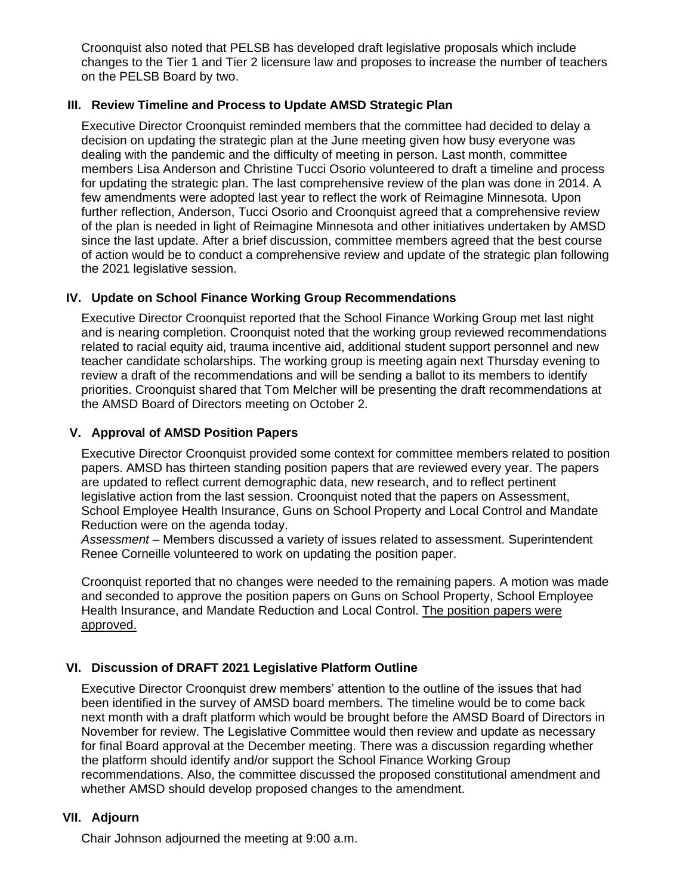Croonquist also noted that PELSB has developed draft legislative proposals which include changes to the Tier 1 and Tier 2 licensure law and proposes to increase the number of teachers on the PELSB Board by two.

## III. Review Timeline and Process to Update AMSD Strategic Plan

Executive Director Croonquist reminded members that the committee had decided to delay a decision on updating the strategic plan at the June meeting given how busy everyone was dealing with the pandemic and the difficulty of meeting in person. Last month, committee members Lisa Anderson and Christine Tucci Osorio volunteered to draft a timeline and process for updating the strategic plan. The last comprehensive review of the plan was done in 2014. A few amendments were adopted last year to reflect the work of Reimagine Minnesota. Upon further reflection, Anderson, Tucci Osorio and Croonquist agreed that a comprehensive review of the plan is needed in light of Reimagine Minnesota and other initiatives undertaken by AMSD since the last update. After a brief discussion, committee members agreed that the best course of action would be to conduct a comprehensive review and update of the strategic plan following the 2021 legislative session.

## IV. Update on School Finance Working Group Recommendations

Executive Director Croonquist reported that the School Finance Working Group met last night and is nearing completion. Croonquist noted that the working group reviewed recommendations related to racial equity aid, trauma incentive aid, additional student support personnel and new teacher candidate scholarships. The working group is meeting again next Thursday evening to review a draft of the recommendations and will be sending a ballot to its members to identify priorities. Croonquist shared that Tom Melcher will be presenting the draft recommendations at the AMSD Board of Directors meeting on October 2.

## V. Approval of AMSD Position Papers

Executive Director Croonquist provided some context for committee members related to position papers. AMSD has thirteen standing position papers that are reviewed every year. The papers are updated to reflect current demographic data, new research, and to reflect pertinent legislative action from the last session. Croonquist noted that the papers on Assessment, School Employee Health Insurance, Guns on School Property and Local Control and Mandate Reduction were on the agenda today.
*Assessment* – Members discussed a variety of issues related to assessment. Superintendent Renee Corneille volunteered to work on updating the position paper.

Croonquist reported that no changes were needed to the remaining papers. A motion was made and seconded to approve the position papers on Guns on School Property, School Employee Health Insurance, and Mandate Reduction and Local Control. <u>The position papers were approved.</u>

## VI. Discussion of DRAFT 2021 Legislative Platform Outline

Executive Director Croonquist drew members' attention to the outline of the issues that had been identified in the survey of AMSD board members. The timeline would be to come back next month with a draft platform which would be brought before the AMSD Board of Directors in November for review. The Legislative Committee would then review and update as necessary for final Board approval at the December meeting. There was a discussion regarding whether the platform should identify and/or support the School Finance Working Group recommendations. Also, the committee discussed the proposed constitutional amendment and whether AMSD should develop proposed changes to the amendment.

## VII. Adjourn

Chair Johnson adjourned the meeting at 9:00 a.m.